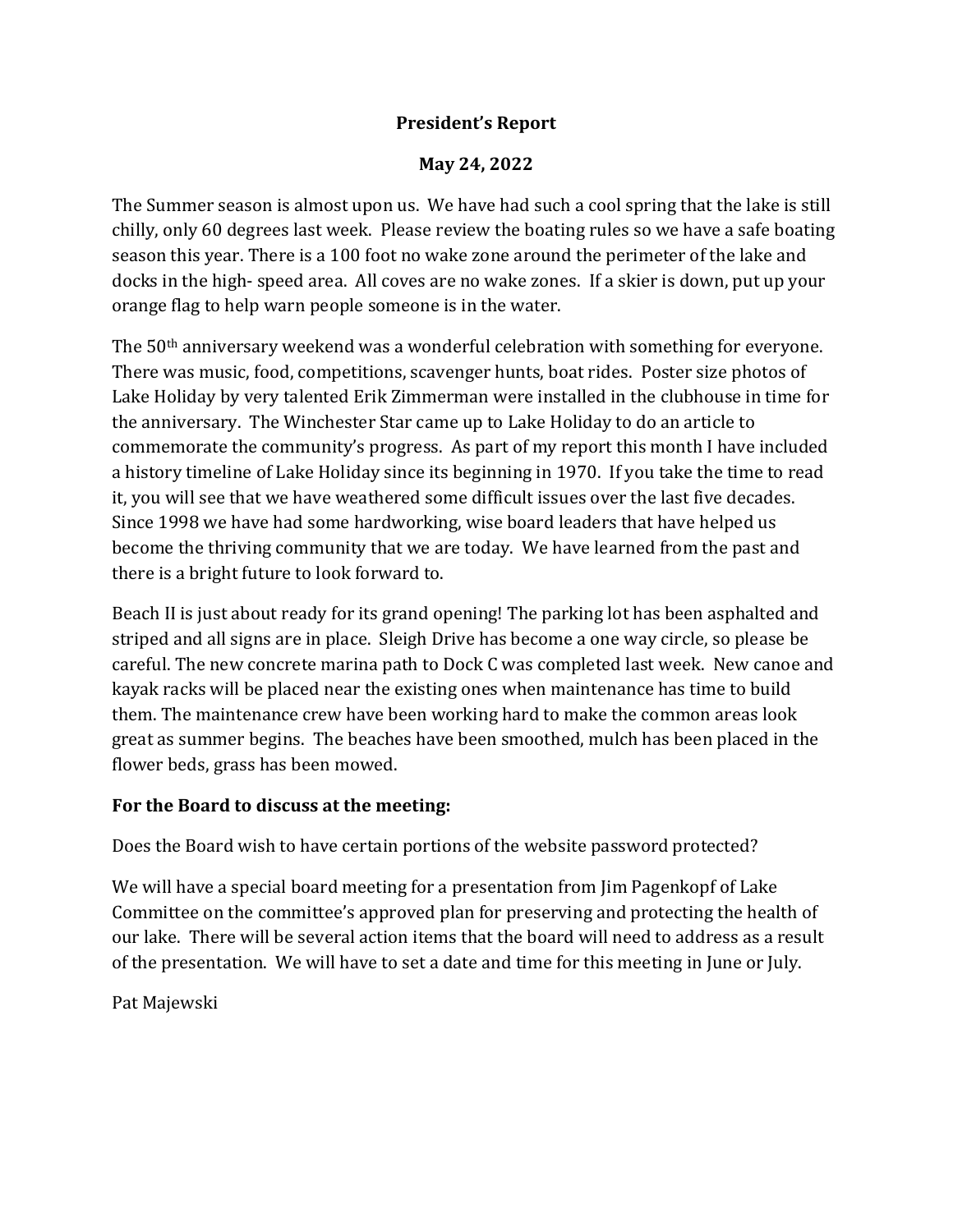**President's Report**

**May 24, 2022**

The Summer season is almost upon us. We have had such a cool spring that the lake is still chilly, only 60 degrees last week. Please review the boating rules so we have a safe boating season this year. There is a 100 foot no wake zone around the perimeter of the lake and docks in the high- speed area. All coves are no wake zones. If a skier is down, put up your orange flag to help warn people someone is in the water.

The 50th anniversary weekend was a wonderful celebration with something for everyone. There was music, food, competitions, scavenger hunts, boat rides. Poster size photos of Lake Holiday by very talented Erik Zimmerman were installed in the clubhouse in time for the anniversary. The Winchester Star came up to Lake Holiday to do an article to commemorate the community's progress. As part of my report this month I have included a history timeline of Lake Holiday since its beginning in 1970. If you take the time to read it, you will see that we have weathered some difficult issues over the last five decades. Since 1998 we have had some hardworking, wise board leaders that have helped us become the thriving community that we are today. We have learned from the past and there is a bright future to look forward to.

Beach II is just about ready for its grand opening! The parking lot has been asphalted and striped and all signs are in place. Sleigh Drive has become a one way circle, so please be careful. The new concrete marina path to Dock C was completed last week. New canoe and kayak racks will be placed near the existing ones when maintenance has time to build them. The maintenance crew have been working hard to make the common areas look great as summer begins. The beaches have been smoothed, mulch has been placed in the flower beds, grass has been mowed.

**For the Board to discuss at the meeting:**

Does the Board wish to have certain portions of the website password protected?

We will have a special board meeting for a presentation from Jim Pagenkopf of Lake Committee on the committee's approved plan for preserving and protecting the health of our lake. There will be several action items that the board will need to address as a result of the presentation. We will have to set a date and time for this meeting in June or July.

Pat Majewski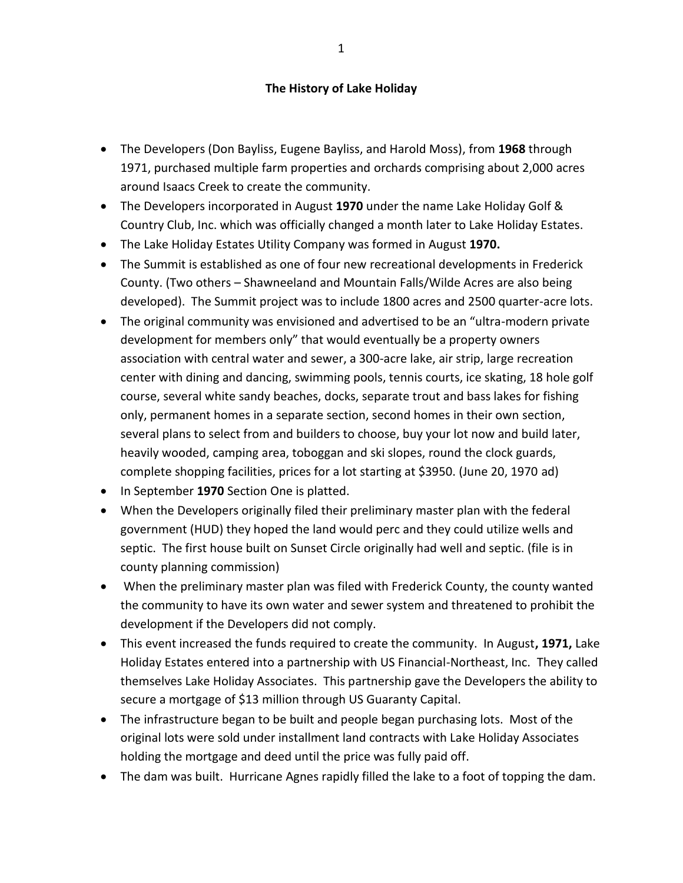# The History of Lake Holiday

- The Developers (Don Bayliss, Eugene Bayliss, and Harold Moss), from **1968** through 1971, purchased multiple farm properties and orchards comprising about 2,000 acres around Isaacs Creek to create the community.
- The Developers incorporated in August **1970** under the name Lake Holiday Golf & Country Club, Inc. which was officially changed a month later to Lake Holiday Estates.
- The Lake Holiday Estates Utility Company was formed in August **1970.**
- The Summit is established as one of four new recreational developments in Frederick County. (Two others – Shawneeland and Mountain Falls/Wilde Acres are also being developed). The Summit project was to include 1800 acres and 2500 quarter-acre lots.
- The original community was envisioned and advertised to be an "ultra-modern private development for members only" that would eventually be a property owners association with central water and sewer, a 300-acre lake, air strip, large recreation center with dining and dancing, swimming pools, tennis courts, ice skating, 18 hole golf course, several white sandy beaches, docks, separate trout and bass lakes for fishing only, permanent homes in a separate section, second homes in their own section, several plans to select from and builders to choose, buy your lot now and build later, heavily wooded, camping area, toboggan and ski slopes, round the clock guards, complete shopping facilities, prices for a lot starting at $3950. (June 20, 1970 ad)
- In September **1970** Section One is platted.
- When the Developers originally filed their preliminary master plan with the federal government (HUD) they hoped the land would perc and they could utilize wells and septic. The first house built on Sunset Circle originally had well and septic. (file is in county planning commission)
- When the preliminary master plan was filed with Frederick County, the county wanted the community to have its own water and sewer system and threatened to prohibit the development if the Developers did not comply.
- This event increased the funds required to create the community. In August**, 1971,** Lake Holiday Estates entered into a partnership with US Financial-Northeast, Inc. They called themselves Lake Holiday Associates. This partnership gave the Developers the ability to secure a mortgage of $13 million through US Guaranty Capital.
- The infrastructure began to be built and people began purchasing lots. Most of the original lots were sold under installment land contracts with Lake Holiday Associates holding the mortgage and deed until the price was fully paid off.
- The dam was built. Hurricane Agnes rapidly filled the lake to a foot of topping the dam.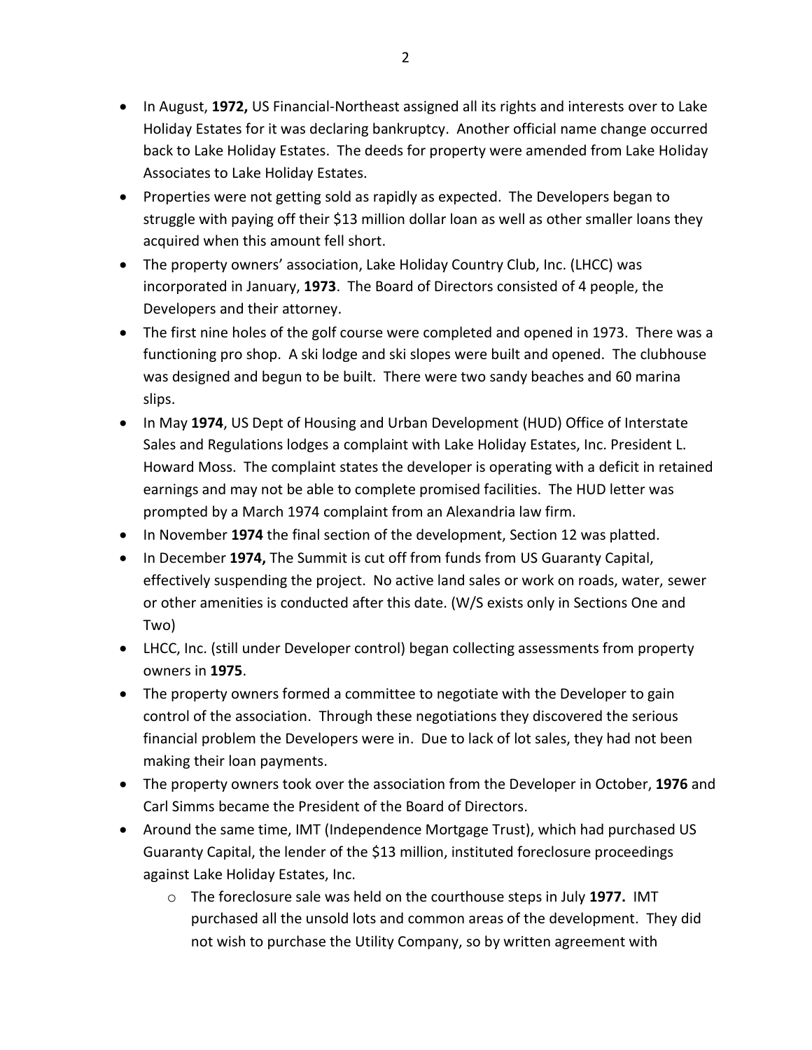- In August, **1972,** US Financial-Northeast assigned all its rights and interests over to Lake Holiday Estates for it was declaring bankruptcy. Another official name change occurred back to Lake Holiday Estates. The deeds for property were amended from Lake Holiday Associates to Lake Holiday Estates.
- Properties were not getting sold as rapidly as expected. The Developers began to struggle with paying off their $13 million dollar loan as well as other smaller loans they acquired when this amount fell short.
- The property owners' association, Lake Holiday Country Club, Inc. (LHCC) was incorporated in January, **1973**. The Board of Directors consisted of 4 people, the Developers and their attorney.
- The first nine holes of the golf course were completed and opened in 1973. There was a functioning pro shop. A ski lodge and ski slopes were built and opened. The clubhouse was designed and begun to be built. There were two sandy beaches and 60 marina slips.
- In May **1974**, US Dept of Housing and Urban Development (HUD) Office of Interstate Sales and Regulations lodges a complaint with Lake Holiday Estates, Inc. President L. Howard Moss. The complaint states the developer is operating with a deficit in retained earnings and may not be able to complete promised facilities. The HUD letter was prompted by a March 1974 complaint from an Alexandria law firm.
- In November **1974** the final section of the development, Section 12 was platted.
- In December **1974,** The Summit is cut off from funds from US Guaranty Capital, effectively suspending the project. No active land sales or work on roads, water, sewer or other amenities is conducted after this date. (W/S exists only in Sections One and Two)
- LHCC, Inc. (still under Developer control) began collecting assessments from property owners in **1975**.
- The property owners formed a committee to negotiate with the Developer to gain control of the association. Through these negotiations they discovered the serious financial problem the Developers were in. Due to lack of lot sales, they had not been making their loan payments.
- The property owners took over the association from the Developer in October, **1976** and Carl Simms became the President of the Board of Directors.
- Around the same time, IMT (Independence Mortgage Trust), which had purchased US Guaranty Capital, the lender of the $13 million, instituted foreclosure proceedings against Lake Holiday Estates, Inc.
    - The foreclosure sale was held on the courthouse steps in July **1977.** IMT purchased all the unsold lots and common areas of the development. They did not wish to purchase the Utility Company, so by written agreement with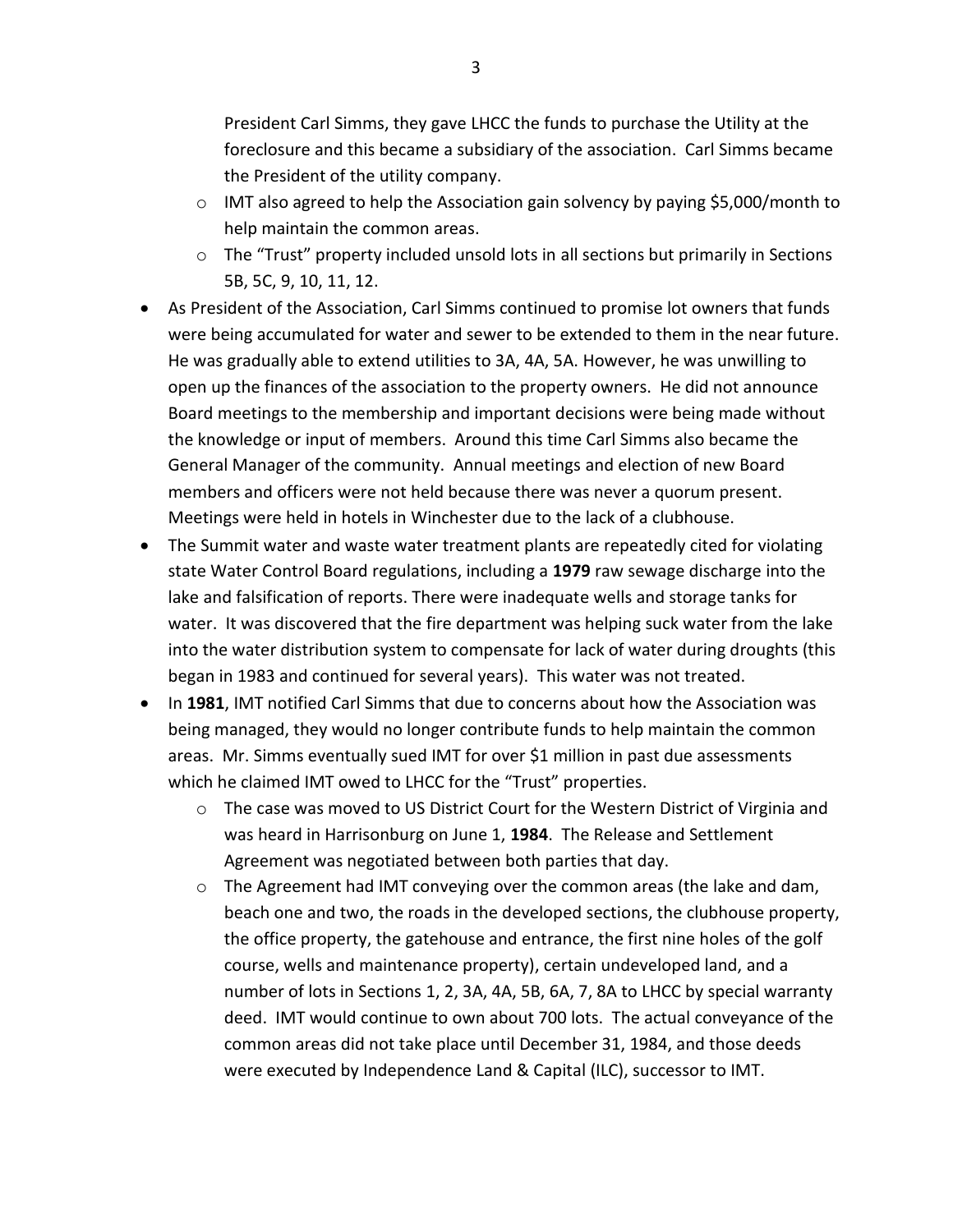President Carl Simms, they gave LHCC the funds to purchase the Utility at the foreclosure and this became a subsidiary of the association. Carl Simms became the President of the utility company.
  - IMT also agreed to help the Association gain solvency by paying $5,000/month to help maintain the common areas.
  - The "Trust" property included unsold lots in all sections but primarily in Sections 5B, 5C, 9, 10, 11, 12.
- As President of the Association, Carl Simms continued to promise lot owners that funds were being accumulated for water and sewer to be extended to them in the near future. He was gradually able to extend utilities to 3A, 4A, 5A. However, he was unwilling to open up the finances of the association to the property owners. He did not announce Board meetings to the membership and important decisions were being made without the knowledge or input of members. Around this time Carl Simms also became the General Manager of the community. Annual meetings and election of new Board members and officers were not held because there was never a quorum present. Meetings were held in hotels in Winchester due to the lack of a clubhouse.
- The Summit water and waste water treatment plants are repeatedly cited for violating state Water Control Board regulations, including a **1979** raw sewage discharge into the lake and falsification of reports. There were inadequate wells and storage tanks for water. It was discovered that the fire department was helping suck water from the lake into the water distribution system to compensate for lack of water during droughts (this began in 1983 and continued for several years). This water was not treated.
- In **1981**, IMT notified Carl Simms that due to concerns about how the Association was being managed, they would no longer contribute funds to help maintain the common areas. Mr. Simms eventually sued IMT for over $1 million in past due assessments which he claimed IMT owed to LHCC for the "Trust" properties.
  - The case was moved to US District Court for the Western District of Virginia and was heard in Harrisonburg on June 1, **1984**. The Release and Settlement Agreement was negotiated between both parties that day.
  - The Agreement had IMT conveying over the common areas (the lake and dam, beach one and two, the roads in the developed sections, the clubhouse property, the office property, the gatehouse and entrance, the first nine holes of the golf course, wells and maintenance property), certain undeveloped land, and a number of lots in Sections 1, 2, 3A, 4A, 5B, 6A, 7, 8A to LHCC by special warranty deed. IMT would continue to own about 700 lots. The actual conveyance of the common areas did not take place until December 31, 1984, and those deeds were executed by Independence Land & Capital (ILC), successor to IMT.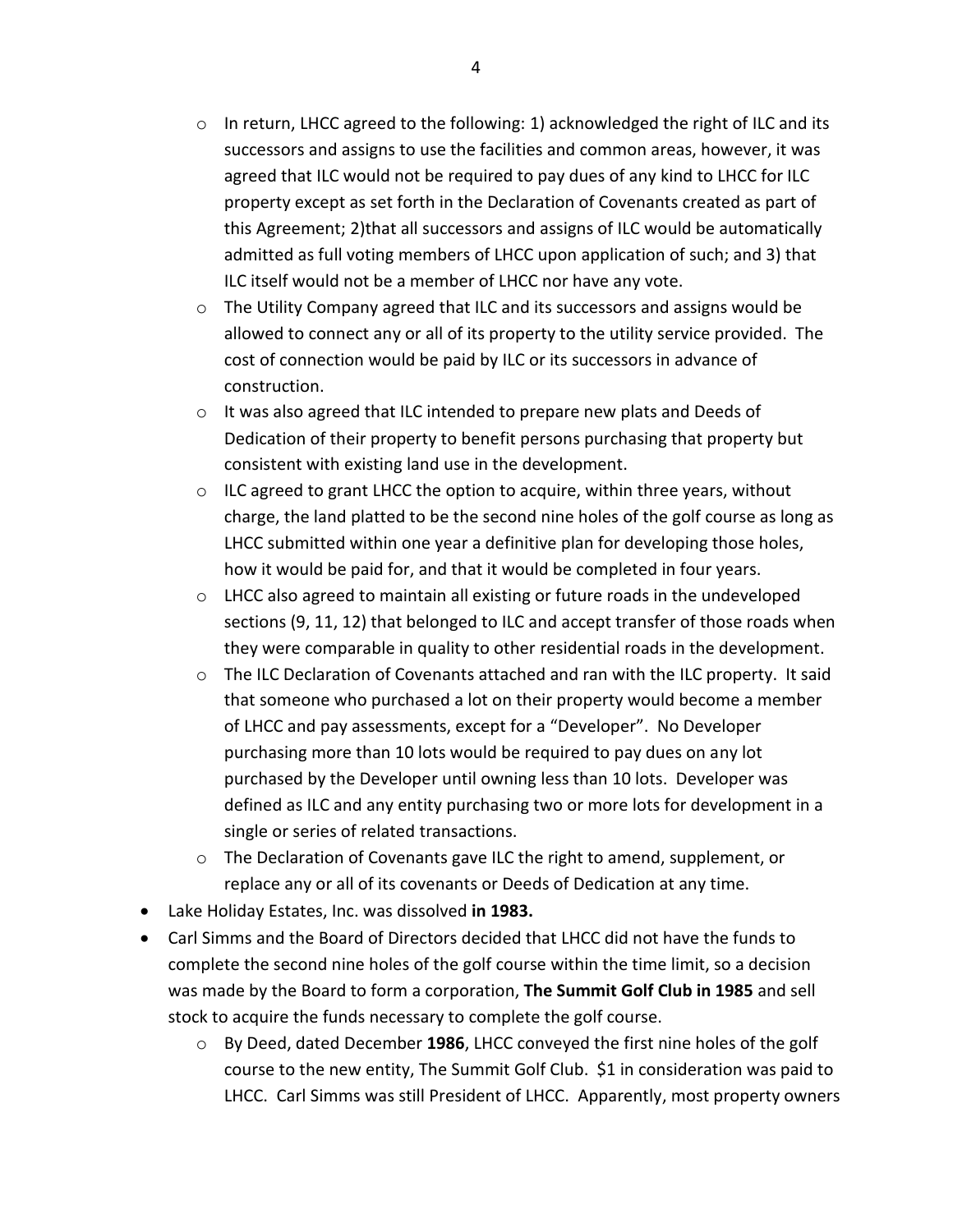- In return, LHCC agreed to the following: 1) acknowledged the right of ILC and its successors and assigns to use the facilities and common areas, however, it was agreed that ILC would not be required to pay dues of any kind to LHCC for ILC property except as set forth in the Declaration of Covenants created as part of this Agreement; 2)that all successors and assigns of ILC would be automatically admitted as full voting members of LHCC upon application of such; and 3) that ILC itself would not be a member of LHCC nor have any vote.
    - The Utility Company agreed that ILC and its successors and assigns would be allowed to connect any or all of its property to the utility service provided. The cost of connection would be paid by ILC or its successors in advance of construction.
    - It was also agreed that ILC intended to prepare new plats and Deeds of Dedication of their property to benefit persons purchasing that property but consistent with existing land use in the development.
    - ILC agreed to grant LHCC the option to acquire, within three years, without charge, the land platted to be the second nine holes of the golf course as long as LHCC submitted within one year a definitive plan for developing those holes, how it would be paid for, and that it would be completed in four years.
    - LHCC also agreed to maintain all existing or future roads in the undeveloped sections (9, 11, 12) that belonged to ILC and accept transfer of those roads when they were comparable in quality to other residential roads in the development.
    - The ILC Declaration of Covenants attached and ran with the ILC property. It said that someone who purchased a lot on their property would become a member of LHCC and pay assessments, except for a "Developer". No Developer purchasing more than 10 lots would be required to pay dues on any lot purchased by the Developer until owning less than 10 lots. Developer was defined as ILC and any entity purchasing two or more lots for development in a single or series of related transactions.
    - The Declaration of Covenants gave ILC the right to amend, supplement, or replace any or all of its covenants or Deeds of Dedication at any time.
- Lake Holiday Estates, Inc. was dissolved **in 1983.**
- Carl Simms and the Board of Directors decided that LHCC did not have the funds to complete the second nine holes of the golf course within the time limit, so a decision was made by the Board to form a corporation, **The Summit Golf Club in 1985** and sell stock to acquire the funds necessary to complete the golf course.
    - By Deed, dated December **1986**, LHCC conveyed the first nine holes of the golf course to the new entity, The Summit Golf Club. $1 in consideration was paid to LHCC. Carl Simms was still President of LHCC. Apparently, most property owners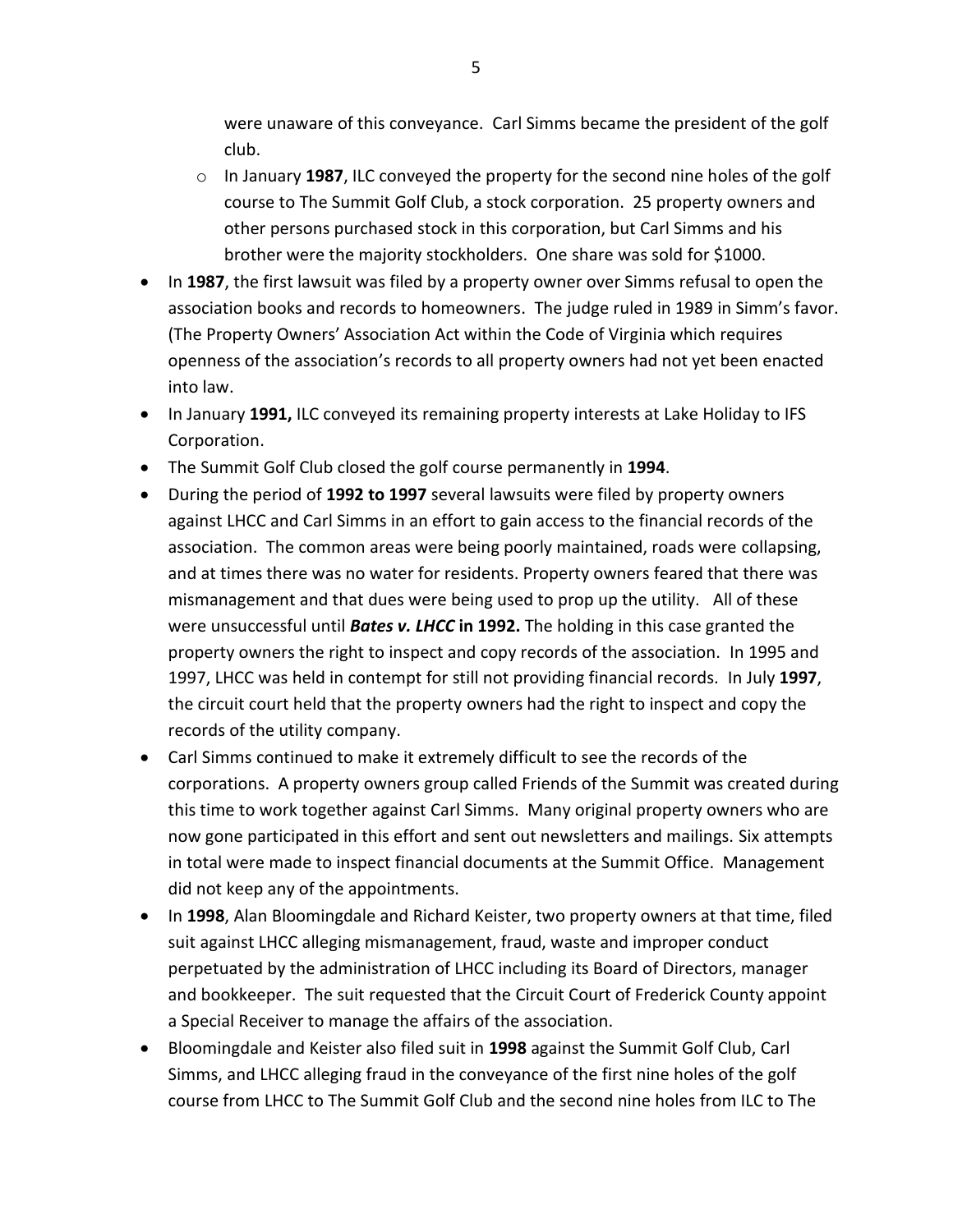were unaware of this conveyance. Carl Simms became the president of the golf club.

  - In January **1987**, ILC conveyed the property for the second nine holes of the golf course to The Summit Golf Club, a stock corporation. 25 property owners and other persons purchased stock in this corporation, but Carl Simms and his brother were the majority stockholders. One share was sold for $1000.

- In **1987**, the first lawsuit was filed by a property owner over Simms refusal to open the association books and records to homeowners. The judge ruled in 1989 in Simm's favor. (The Property Owners' Association Act within the Code of Virginia which requires openness of the association's records to all property owners had not yet been enacted into law.
- In January **1991,** ILC conveyed its remaining property interests at Lake Holiday to IFS Corporation.
- The Summit Golf Club closed the golf course permanently in **1994**.
- During the period of **1992 to 1997** several lawsuits were filed by property owners against LHCC and Carl Simms in an effort to gain access to the financial records of the association. The common areas were being poorly maintained, roads were collapsing, and at times there was no water for residents. Property owners feared that there was mismanagement and that dues were being used to prop up the utility. All of these were unsuccessful until ***Bates v. LHCC*** **in 1992.** The holding in this case granted the property owners the right to inspect and copy records of the association. In 1995 and 1997, LHCC was held in contempt for still not providing financial records. In July **1997**, the circuit court held that the property owners had the right to inspect and copy the records of the utility company.
- Carl Simms continued to make it extremely difficult to see the records of the corporations. A property owners group called Friends of the Summit was created during this time to work together against Carl Simms. Many original property owners who are now gone participated in this effort and sent out newsletters and mailings. Six attempts in total were made to inspect financial documents at the Summit Office. Management did not keep any of the appointments.
- In **1998**, Alan Bloomingdale and Richard Keister, two property owners at that time, filed suit against LHCC alleging mismanagement, fraud, waste and improper conduct perpetuated by the administration of LHCC including its Board of Directors, manager and bookkeeper. The suit requested that the Circuit Court of Frederick County appoint a Special Receiver to manage the affairs of the association.
- Bloomingdale and Keister also filed suit in **1998** against the Summit Golf Club, Carl Simms, and LHCC alleging fraud in the conveyance of the first nine holes of the golf course from LHCC to The Summit Golf Club and the second nine holes from ILC to The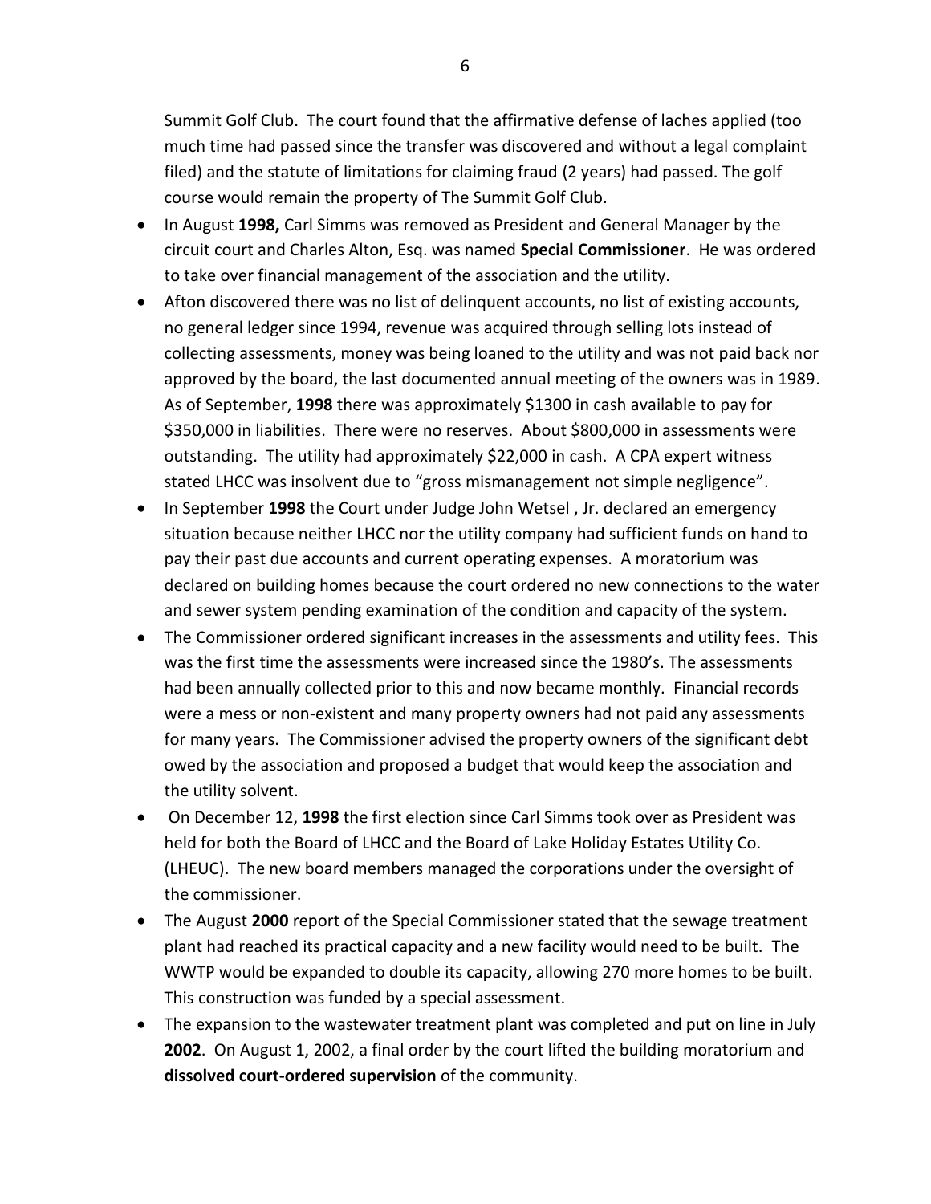Summit Golf Club. The court found that the affirmative defense of laches applied (too much time had passed since the transfer was discovered and without a legal complaint filed) and the statute of limitations for claiming fraud (2 years) had passed. The golf course would remain the property of The Summit Golf Club.

- In August **1998,** Carl Simms was removed as President and General Manager by the circuit court and Charles Alton, Esq. was named **Special Commissioner**. He was ordered to take over financial management of the association and the utility.
- Afton discovered there was no list of delinquent accounts, no list of existing accounts, no general ledger since 1994, revenue was acquired through selling lots instead of collecting assessments, money was being loaned to the utility and was not paid back nor approved by the board, the last documented annual meeting of the owners was in 1989. As of September, **1998** there was approximately $1300 in cash available to pay for $350,000 in liabilities. There were no reserves. About $800,000 in assessments were outstanding. The utility had approximately $22,000 in cash. A CPA expert witness stated LHCC was insolvent due to "gross mismanagement not simple negligence".
- In September **1998** the Court under Judge John Wetsel , Jr. declared an emergency situation because neither LHCC nor the utility company had sufficient funds on hand to pay their past due accounts and current operating expenses. A moratorium was declared on building homes because the court ordered no new connections to the water and sewer system pending examination of the condition and capacity of the system.
- The Commissioner ordered significant increases in the assessments and utility fees. This was the first time the assessments were increased since the 1980's. The assessments had been annually collected prior to this and now became monthly. Financial records were a mess or non-existent and many property owners had not paid any assessments for many years. The Commissioner advised the property owners of the significant debt owed by the association and proposed a budget that would keep the association and the utility solvent.
- On December 12, **1998** the first election since Carl Simms took over as President was held for both the Board of LHCC and the Board of Lake Holiday Estates Utility Co. (LHEUC). The new board members managed the corporations under the oversight of the commissioner.
- The August **2000** report of the Special Commissioner stated that the sewage treatment plant had reached its practical capacity and a new facility would need to be built. The WWTP would be expanded to double its capacity, allowing 270 more homes to be built. This construction was funded by a special assessment.
- The expansion to the wastewater treatment plant was completed and put on line in July **2002**. On August 1, 2002, a final order by the court lifted the building moratorium and **dissolved court-ordered supervision** of the community.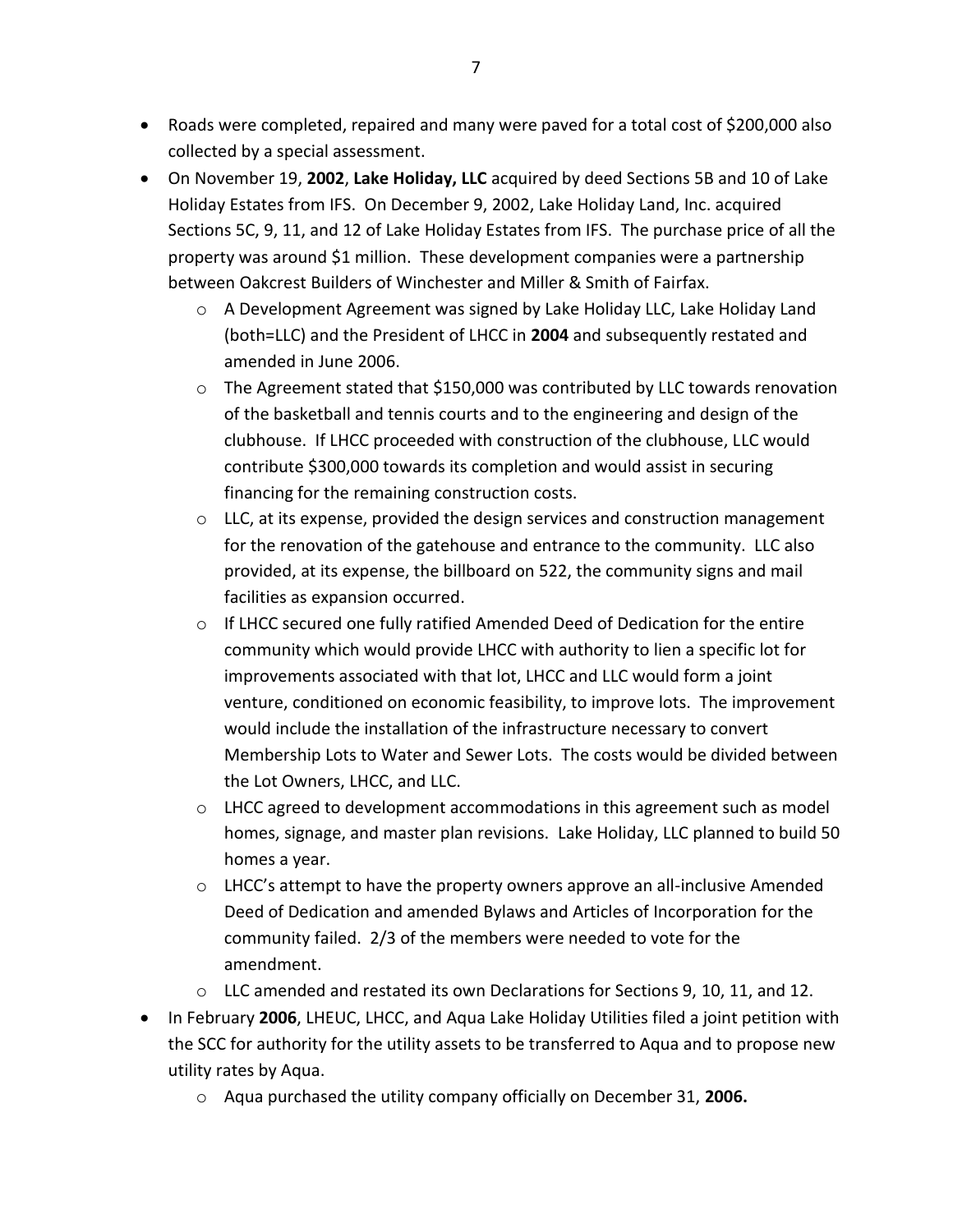- Roads were completed, repaired and many were paved for a total cost of $200,000 also collected by a special assessment.
- On November 19, **2002**, **Lake Holiday, LLC** acquired by deed Sections 5B and 10 of Lake Holiday Estates from IFS. On December 9, 2002, Lake Holiday Land, Inc. acquired Sections 5C, 9, 11, and 12 of Lake Holiday Estates from IFS. The purchase price of all the property was around $1 million. These development companies were a partnership between Oakcrest Builders of Winchester and Miller & Smith of Fairfax.
    - A Development Agreement was signed by Lake Holiday LLC, Lake Holiday Land (both=LLC) and the President of LHCC in **2004** and subsequently restated and amended in June 2006.
    - The Agreement stated that $150,000 was contributed by LLC towards renovation of the basketball and tennis courts and to the engineering and design of the clubhouse. If LHCC proceeded with construction of the clubhouse, LLC would contribute $300,000 towards its completion and would assist in securing financing for the remaining construction costs.
    - LLC, at its expense, provided the design services and construction management for the renovation of the gatehouse and entrance to the community. LLC also provided, at its expense, the billboard on 522, the community signs and mail facilities as expansion occurred.
    - If LHCC secured one fully ratified Amended Deed of Dedication for the entire community which would provide LHCC with authority to lien a specific lot for improvements associated with that lot, LHCC and LLC would form a joint venture, conditioned on economic feasibility, to improve lots. The improvement would include the installation of the infrastructure necessary to convert Membership Lots to Water and Sewer Lots. The costs would be divided between the Lot Owners, LHCC, and LLC.
    - LHCC agreed to development accommodations in this agreement such as model homes, signage, and master plan revisions. Lake Holiday, LLC planned to build 50 homes a year.
    - LHCC's attempt to have the property owners approve an all-inclusive Amended Deed of Dedication and amended Bylaws and Articles of Incorporation for the community failed. 2/3 of the members were needed to vote for the amendment.
    - LLC amended and restated its own Declarations for Sections 9, 10, 11, and 12.
- In February **2006**, LHEUC, LHCC, and Aqua Lake Holiday Utilities filed a joint petition with the SCC for authority for the utility assets to be transferred to Aqua and to propose new utility rates by Aqua.
    - Aqua purchased the utility company officially on December 31, **2006.**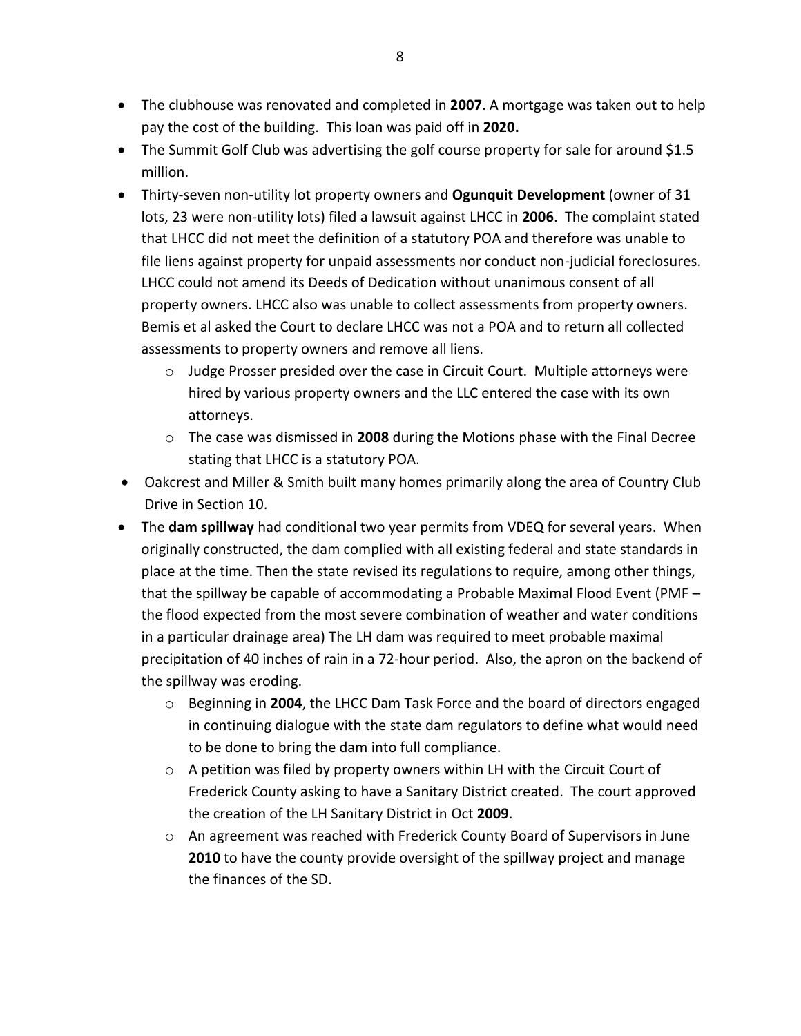- The clubhouse was renovated and completed in **2007**. A mortgage was taken out to help pay the cost of the building. This loan was paid off in **2020.**
- The Summit Golf Club was advertising the golf course property for sale for around $1.5 million.
- Thirty-seven non-utility lot property owners and **Ogunquit Development** (owner of 31 lots, 23 were non-utility lots) filed a lawsuit against LHCC in **2006**. The complaint stated that LHCC did not meet the definition of a statutory POA and therefore was unable to file liens against property for unpaid assessments nor conduct non-judicial foreclosures. LHCC could not amend its Deeds of Dedication without unanimous consent of all property owners. LHCC also was unable to collect assessments from property owners. Bemis et al asked the Court to declare LHCC was not a POA and to return all collected assessments to property owners and remove all liens.
  - Judge Prosser presided over the case in Circuit Court. Multiple attorneys were hired by various property owners and the LLC entered the case with its own attorneys.
  - The case was dismissed in **2008** during the Motions phase with the Final Decree stating that LHCC is a statutory POA.
- Oakcrest and Miller & Smith built many homes primarily along the area of Country Club Drive in Section 10.
- The **dam spillway** had conditional two year permits from VDEQ for several years. When originally constructed, the dam complied with all existing federal and state standards in place at the time. Then the state revised its regulations to require, among other things, that the spillway be capable of accommodating a Probable Maximal Flood Event (PMF – the flood expected from the most severe combination of weather and water conditions in a particular drainage area) The LH dam was required to meet probable maximal precipitation of 40 inches of rain in a 72-hour period. Also, the apron on the backend of the spillway was eroding.
  - Beginning in **2004**, the LHCC Dam Task Force and the board of directors engaged in continuing dialogue with the state dam regulators to define what would need to be done to bring the dam into full compliance.
  - A petition was filed by property owners within LH with the Circuit Court of Frederick County asking to have a Sanitary District created. The court approved the creation of the LH Sanitary District in Oct **2009**.
  - An agreement was reached with Frederick County Board of Supervisors in June **2010** to have the county provide oversight of the spillway project and manage the finances of the SD.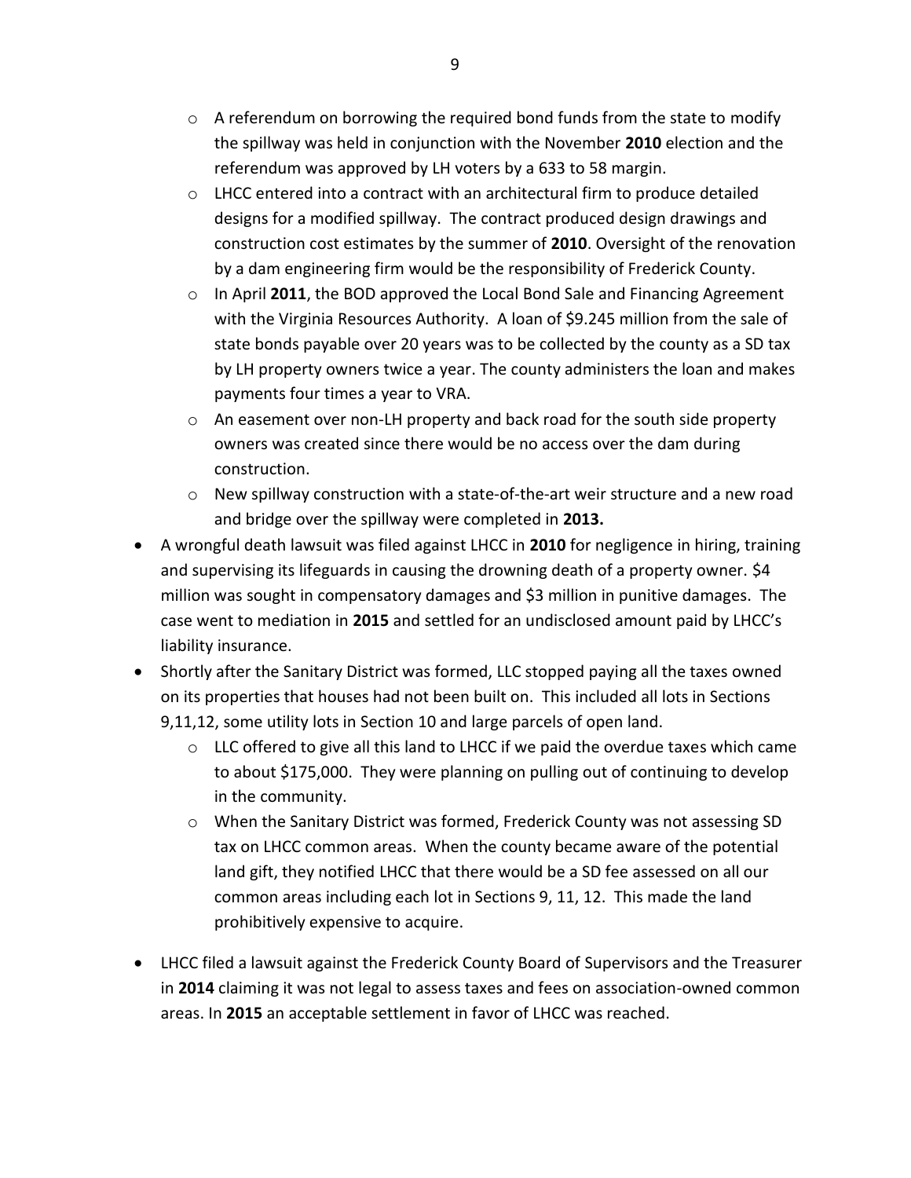- A referendum on borrowing the required bond funds from the state to modify the spillway was held in conjunction with the November **2010** election and the referendum was approved by LH voters by a 633 to 58 margin.
  - LHCC entered into a contract with an architectural firm to produce detailed designs for a modified spillway. The contract produced design drawings and construction cost estimates by the summer of **2010**. Oversight of the renovation by a dam engineering firm would be the responsibility of Frederick County.
  - In April **2011**, the BOD approved the Local Bond Sale and Financing Agreement with the Virginia Resources Authority. A loan of $9.245 million from the sale of state bonds payable over 20 years was to be collected by the county as a SD tax by LH property owners twice a year. The county administers the loan and makes payments four times a year to VRA.
  - An easement over non-LH property and back road for the south side property owners was created since there would be no access over the dam during construction.
  - New spillway construction with a state-of-the-art weir structure and a new road and bridge over the spillway were completed in **2013.**
- A wrongful death lawsuit was filed against LHCC in **2010** for negligence in hiring, training and supervising its lifeguards in causing the drowning death of a property owner. $4 million was sought in compensatory damages and $3 million in punitive damages. The case went to mediation in **2015** and settled for an undisclosed amount paid by LHCC's liability insurance.
- Shortly after the Sanitary District was formed, LLC stopped paying all the taxes owned on its properties that houses had not been built on. This included all lots in Sections 9,11,12, some utility lots in Section 10 and large parcels of open land.
  - LLC offered to give all this land to LHCC if we paid the overdue taxes which came to about $175,000. They were planning on pulling out of continuing to develop in the community.
  - When the Sanitary District was formed, Frederick County was not assessing SD tax on LHCC common areas. When the county became aware of the potential land gift, they notified LHCC that there would be a SD fee assessed on all our common areas including each lot in Sections 9, 11, 12. This made the land prohibitively expensive to acquire.
- LHCC filed a lawsuit against the Frederick County Board of Supervisors and the Treasurer in **2014** claiming it was not legal to assess taxes and fees on association-owned common areas. In **2015** an acceptable settlement in favor of LHCC was reached.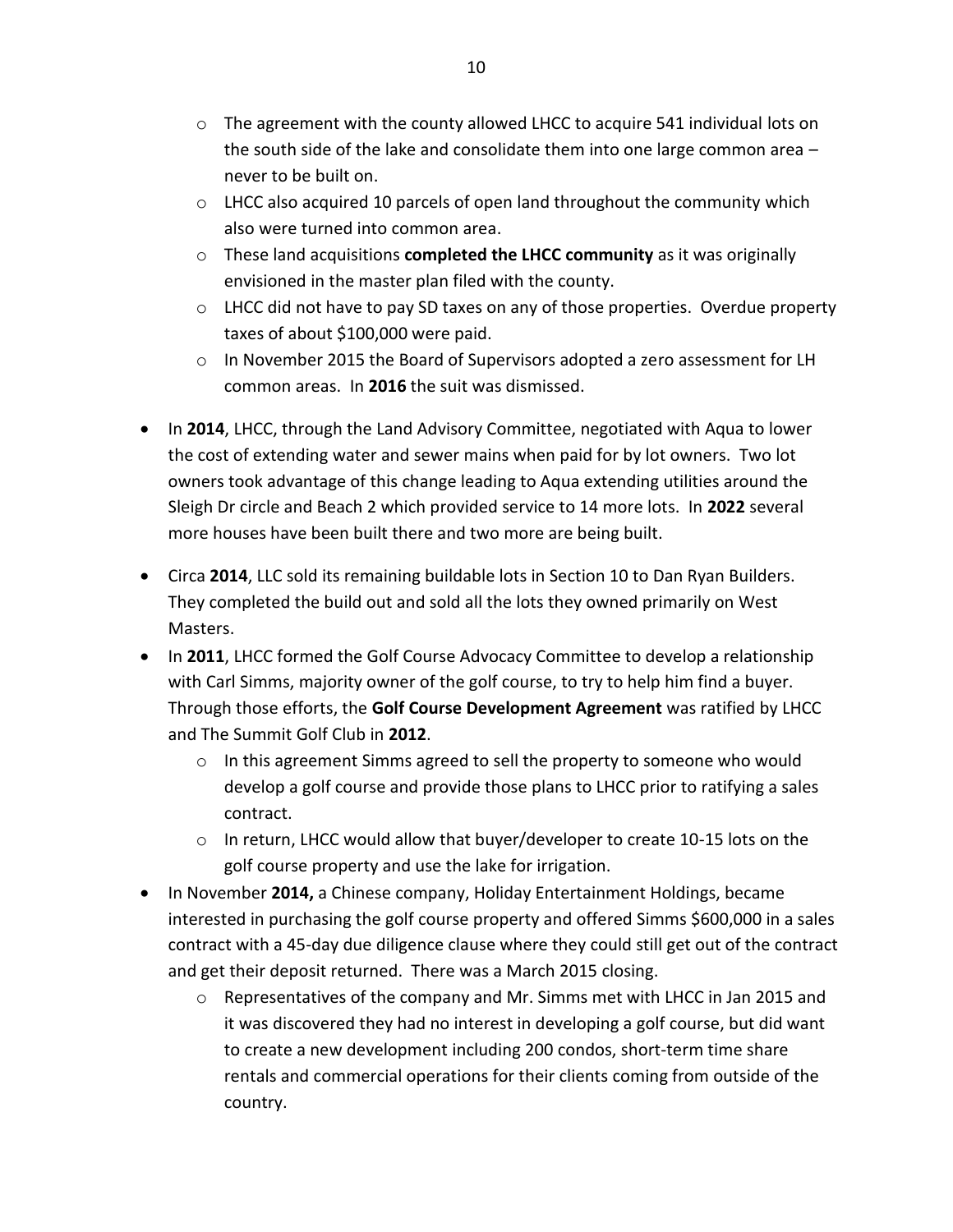- The agreement with the county allowed LHCC to acquire 541 individual lots on the south side of the lake and consolidate them into one large common area – never to be built on.
    - LHCC also acquired 10 parcels of open land throughout the community which also were turned into common area.
    - These land acquisitions **completed the LHCC community** as it was originally envisioned in the master plan filed with the county.
    - LHCC did not have to pay SD taxes on any of those properties. Overdue property taxes of about $100,000 were paid.
    - In November 2015 the Board of Supervisors adopted a zero assessment for LH common areas. In **2016** the suit was dismissed.

- In **2014**, LHCC, through the Land Advisory Committee, negotiated with Aqua to lower the cost of extending water and sewer mains when paid for by lot owners. Two lot owners took advantage of this change leading to Aqua extending utilities around the Sleigh Dr circle and Beach 2 which provided service to 14 more lots. In **2022** several more houses have been built there and two more are being built.

- Circa **2014**, LLC sold its remaining buildable lots in Section 10 to Dan Ryan Builders. They completed the build out and sold all the lots they owned primarily on West Masters.
- In **2011**, LHCC formed the Golf Course Advocacy Committee to develop a relationship with Carl Simms, majority owner of the golf course, to try to help him find a buyer. Through those efforts, the **Golf Course Development Agreement** was ratified by LHCC and The Summit Golf Club in **2012**.
    - In this agreement Simms agreed to sell the property to someone who would develop a golf course and provide those plans to LHCC prior to ratifying a sales contract.
    - In return, LHCC would allow that buyer/developer to create 10-15 lots on the golf course property and use the lake for irrigation.
- In November **2014,** a Chinese company, Holiday Entertainment Holdings, became interested in purchasing the golf course property and offered Simms $600,000 in a sales contract with a 45-day due diligence clause where they could still get out of the contract and get their deposit returned. There was a March 2015 closing.
    - Representatives of the company and Mr. Simms met with LHCC in Jan 2015 and it was discovered they had no interest in developing a golf course, but did want to create a new development including 200 condos, short-term time share rentals and commercial operations for their clients coming from outside of the country.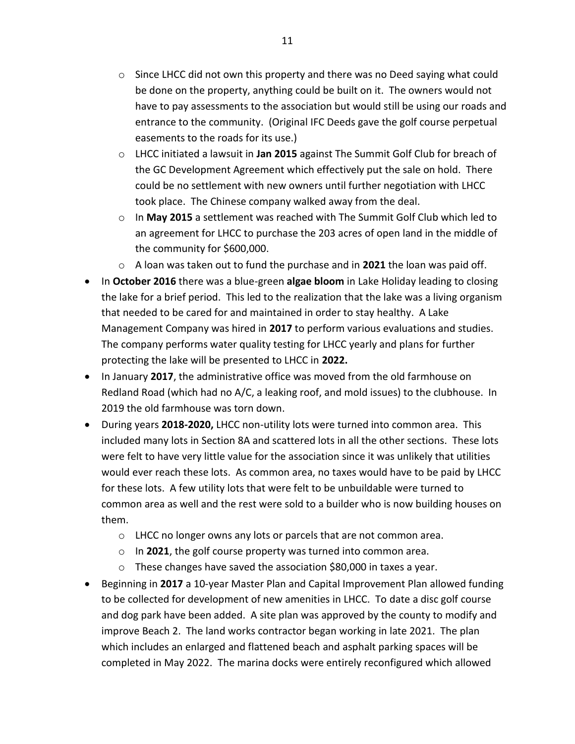- Since LHCC did not own this property and there was no Deed saying what could be done on the property, anything could be built on it. The owners would not have to pay assessments to the association but would still be using our roads and entrance to the community. (Original IFC Deeds gave the golf course perpetual easements to the roads for its use.)
    - LHCC initiated a lawsuit in **Jan 2015** against The Summit Golf Club for breach of the GC Development Agreement which effectively put the sale on hold. There could be no settlement with new owners until further negotiation with LHCC took place. The Chinese company walked away from the deal.
    - In **May 2015** a settlement was reached with The Summit Golf Club which led to an agreement for LHCC to purchase the 203 acres of open land in the middle of the community for $600,000.
    - A loan was taken out to fund the purchase and in **2021** the loan was paid off.
- In **October 2016** there was a blue-green **algae bloom** in Lake Holiday leading to closing the lake for a brief period. This led to the realization that the lake was a living organism that needed to be cared for and maintained in order to stay healthy. A Lake Management Company was hired in **2017** to perform various evaluations and studies. The company performs water quality testing for LHCC yearly and plans for further protecting the lake will be presented to LHCC in **2022.**
- In January **2017**, the administrative office was moved from the old farmhouse on Redland Road (which had no A/C, a leaking roof, and mold issues) to the clubhouse. In 2019 the old farmhouse was torn down.
- During years **2018-2020,** LHCC non-utility lots were turned into common area. This included many lots in Section 8A and scattered lots in all the other sections. These lots were felt to have very little value for the association since it was unlikely that utilities would ever reach these lots. As common area, no taxes would have to be paid by LHCC for these lots. A few utility lots that were felt to be unbuildable were turned to common area as well and the rest were sold to a builder who is now building houses on them.
    - LHCC no longer owns any lots or parcels that are not common area.
    - In **2021**, the golf course property was turned into common area.
    - These changes have saved the association $80,000 in taxes a year.
- Beginning in **2017** a 10-year Master Plan and Capital Improvement Plan allowed funding to be collected for development of new amenities in LHCC. To date a disc golf course and dog park have been added. A site plan was approved by the county to modify and improve Beach 2. The land works contractor began working in late 2021. The plan which includes an enlarged and flattened beach and asphalt parking spaces will be completed in May 2022. The marina docks were entirely reconfigured which allowed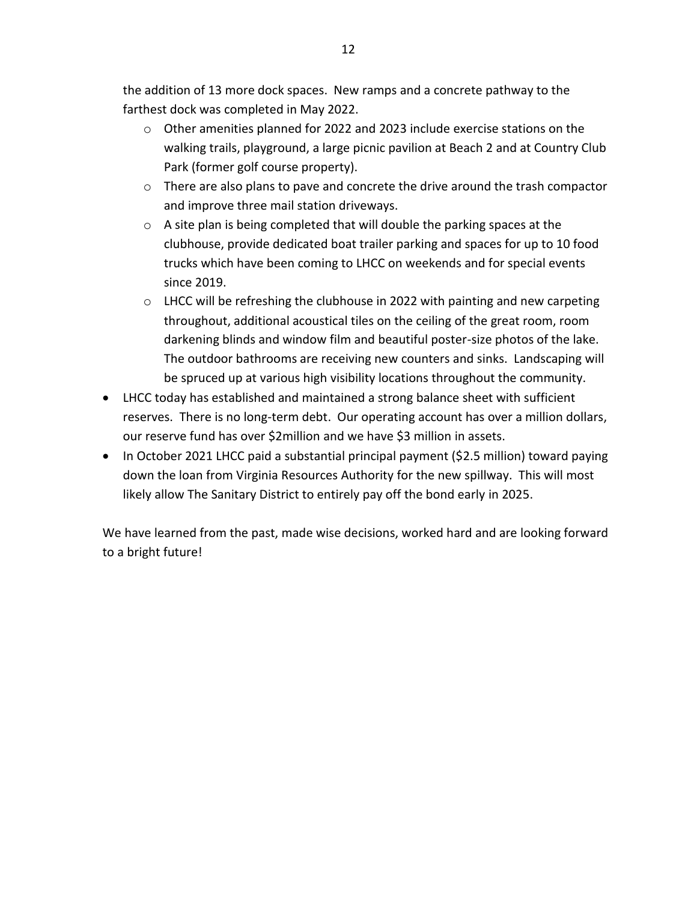the addition of 13 more dock spaces. New ramps and a concrete pathway to the farthest dock was completed in May 2022.

  - Other amenities planned for 2022 and 2023 include exercise stations on the walking trails, playground, a large picnic pavilion at Beach 2 and at Country Club Park (former golf course property).
  - There are also plans to pave and concrete the drive around the trash compactor and improve three mail station driveways.
  - A site plan is being completed that will double the parking spaces at the clubhouse, provide dedicated boat trailer parking and spaces for up to 10 food trucks which have been coming to LHCC on weekends and for special events since 2019.
  - LHCC will be refreshing the clubhouse in 2022 with painting and new carpeting throughout, additional acoustical tiles on the ceiling of the great room, room darkening blinds and window film and beautiful poster-size photos of the lake. The outdoor bathrooms are receiving new counters and sinks. Landscaping will be spruced up at various high visibility locations throughout the community.
- LHCC today has established and maintained a strong balance sheet with sufficient reserves. There is no long-term debt. Our operating account has over a million dollars, our reserve fund has over $2million and we have $3 million in assets.
- In October 2021 LHCC paid a substantial principal payment ($2.5 million) toward paying down the loan from Virginia Resources Authority for the new spillway. This will most likely allow The Sanitary District to entirely pay off the bond early in 2025.

We have learned from the past, made wise decisions, worked hard and are looking forward to a bright future!